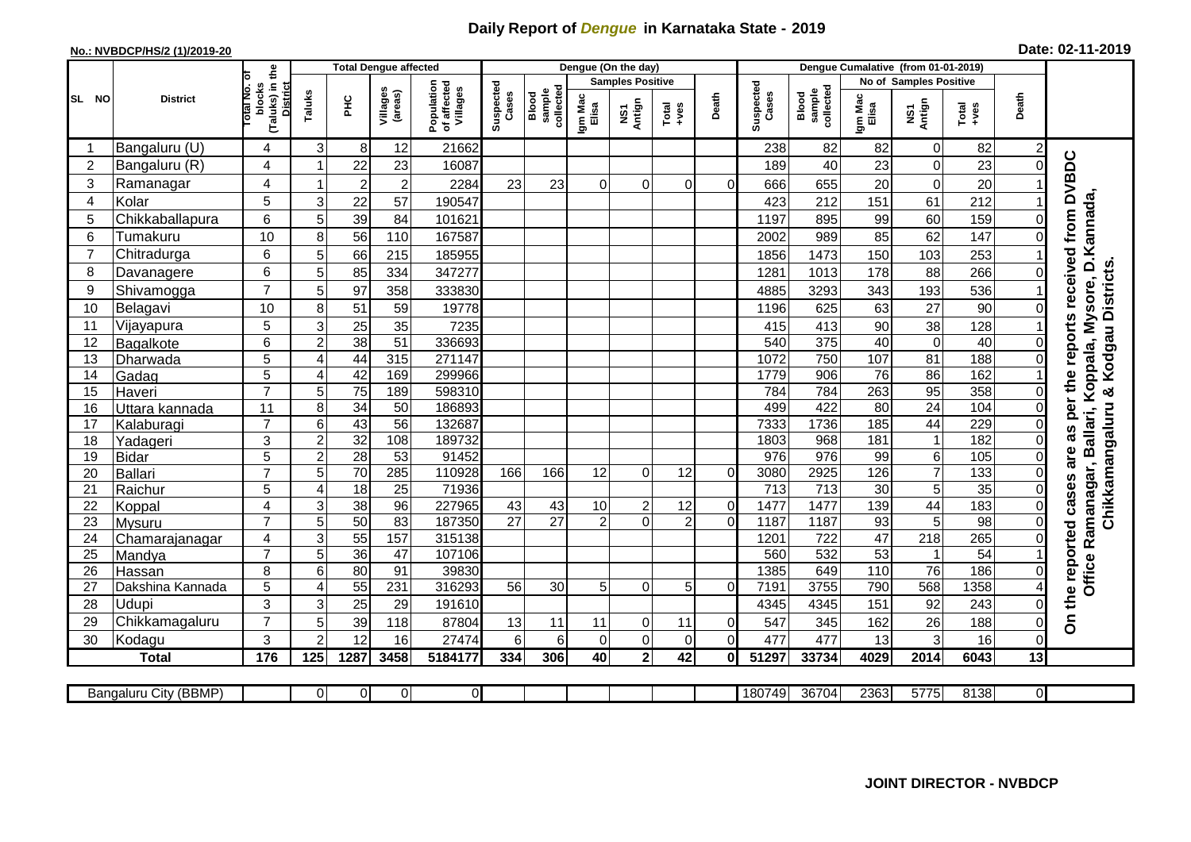# Daily Report of *Dengue* in Karnataka State - 2019

**No.: NVBDCP/HS/2 (1)/2019-20**

**Date: 02-11-2019**

| SL NO | District | Total No. of blocks (Taluks) in the District | Total Dengue affected | | | | Dengue (On the day) | | | | | | Dengue Cumalative (from 01-01-2019) | | | | | | |
|---|---|---|---|---|---|---|---|---|---|---|---|---|---|---|---|---|---|---|---|
| | | | | | | | | | Samples Positive | | | | | | No of Samples Positive | | | | |
| | | | Taluks | PHC | Villages (areas) | Population of affected Villages | Suspected Cases | Blood sample collected | Igm Mac Elisa | NS1 Antign | Total +ves | Death | Suspected Cases | Blood sample collected | Igm Mac Elisa | NS1 Antign | Total +ves | Death | |
| 1 | Bangaluru (U) | 4 | 3 | 8 | 12 | 21662 | | | | | | | 238 | 82 | 82 | 0 | 82 | 2 | On the reported cases are as per the reports received from DVBDC Office Ramanagar, Ballari, Koppala, Mysore, D.Kannada, Chikkamangaluru & Kodgau Districts. |
| 2 | Bangaluru (R) | 4 | 1 | 22 | 23 | 16087 | | | | | | | 189 | 40 | 23 | 0 | 23 | 0 | |
| 3 | Ramanagar | 4 | 1 | 2 | 2 | 2284 | 23 | 23 | 0 | 0 | 0 | 0 | 666 | 655 | 20 | 0 | 20 | 1 | |
| 4 | Kolar | 5 | 3 | 22 | 57 | 190547 | | | | | | | 423 | 212 | 151 | 61 | 212 | 1 | |
| 5 | Chikkaballapura | 6 | 5 | 39 | 84 | 101621 | | | | | | | 1197 | 895 | 99 | 60 | 159 | 0 | |
| 6 | Tumakuru | 10 | 8 | 56 | 110 | 167587 | | | | | | | 2002 | 989 | 85 | 62 | 147 | 0 | |
| 7 | Chitradurga | 6 | 5 | 66 | 215 | 185955 | | | | | | | 1856 | 1473 | 150 | 103 | 253 | 1 | |
| 8 | Davanagere | 6 | 5 | 85 | 334 | 347277 | | | | | | | 1281 | 1013 | 178 | 88 | 266 | 0 | |
| 9 | Shivamogga | 7 | 5 | 97 | 358 | 333830 | | | | | | | 4885 | 3293 | 343 | 193 | 536 | 1 | |
| 10 | Belagavi | 10 | 8 | 51 | 59 | 19778 | | | | | | | 1196 | 625 | 63 | 27 | 90 | 0 | |
| 11 | Vijayapura | 5 | 3 | 25 | 35 | 7235 | | | | | | | 415 | 413 | 90 | 38 | 128 | 1 | |
| 12 | Bagalkote | 6 | 2 | 38 | 51 | 336693 | | | | | | | 540 | 375 | 40 | 0 | 40 | 0 | |
| 13 | Dharwada | 5 | 4 | 44 | 315 | 271147 | | | | | | | 1072 | 750 | 107 | 81 | 188 | 0 | |
| 14 | Gadag | 5 | 4 | 42 | 169 | 299966 | | | | | | | 1779 | 906 | 76 | 86 | 162 | 1 | |
| 15 | Haveri | 7 | 5 | 75 | 189 | 598310 | | | | | | | 784 | 784 | 263 | 95 | 358 | 0 | |
| 16 | Uttara kannada | 11 | 8 | 34 | 50 | 186893 | | | | | | | 499 | 422 | 80 | 24 | 104 | 0 | |
| 17 | Kalaburagi | 7 | 6 | 43 | 56 | 132687 | | | | | | | 7333 | 1736 | 185 | 44 | 229 | 0 | |
| 18 | Yadageri | 3 | 2 | 32 | 108 | 189732 | | | | | | | 1803 | 968 | 181 | 1 | 182 | 0 | |
| 19 | Bidar | 5 | 2 | 28 | 53 | 91452 | | | | | | | 976 | 976 | 99 | 6 | 105 | 0 | |
| 20 | Ballari | 7 | 5 | 70 | 285 | 110928 | 166 | 166 | 12 | 0 | 12 | 0 | 3080 | 2925 | 126 | 7 | 133 | 0 | |
| 21 | Raichur | 5 | 4 | 18 | 25 | 71936 | | | | | | | 713 | 713 | 30 | 5 | 35 | 0 | |
| 22 | Koppal | 4 | 3 | 38 | 96 | 227965 | 43 | 43 | 10 | 2 | 12 | 0 | 1477 | 1477 | 139 | 44 | 183 | 0 | |
| 23 | Mysuru | 7 | 5 | 50 | 83 | 187350 | 27 | 27 | 2 | 0 | 2 | 0 | 1187 | 1187 | 93 | 5 | 98 | 0 | |
| 24 | Chamarajanagar | 4 | 3 | 55 | 157 | 315138 | | | | | | | 1201 | 722 | 47 | 218 | 265 | 0 | |
| 25 | Mandya | 7 | 5 | 36 | 47 | 107106 | | | | | | | 560 | 532 | 53 | 1 | 54 | 1 | |
| 26 | Hassan | 8 | 6 | 80 | 91 | 39830 | | | | | | | 1385 | 649 | 110 | 76 | 186 | 0 | |
| 27 | Dakshina Kannada | 5 | 4 | 55 | 231 | 316293 | 56 | 30 | 5 | 0 | 5 | 0 | 7191 | 3755 | 790 | 568 | 1358 | 4 | |
| 28 | Udupi | 3 | 3 | 25 | 29 | 191610 | | | | | | | 4345 | 4345 | 151 | 92 | 243 | 0 | |
| 29 | Chikkamagaluru | 7 | 5 | 39 | 118 | 87804 | 13 | 11 | 11 | 0 | 11 | 0 | 547 | 345 | 162 | 26 | 188 | 0 | |
| 30 | Kodagu | 3 | 2 | 12 | 16 | 27474 | 6 | 6 | 0 | 0 | 0 | 0 | 477 | 477 | 13 | 3 | 16 | 0 | |
| **Total** | | **176** | **125** | **1287** | **3458** | **5184177** | **334** | **306** | **40** | **2** | **42** | **0** | **51297** | **33734** | **4029** | **2014** | **6043** | **13** | |

| Bangaluru City (BBMP) | | 0 | 0 | 0 | 0 | | | | | | | 180749 | 36704 | 2363 | 5775 | 8138 | 0 |
|---|---|---|---|---|---|---|---|---|---|---|---|---|---|---|---|---|---|

**JOINT DIRECTOR - NVBDCP**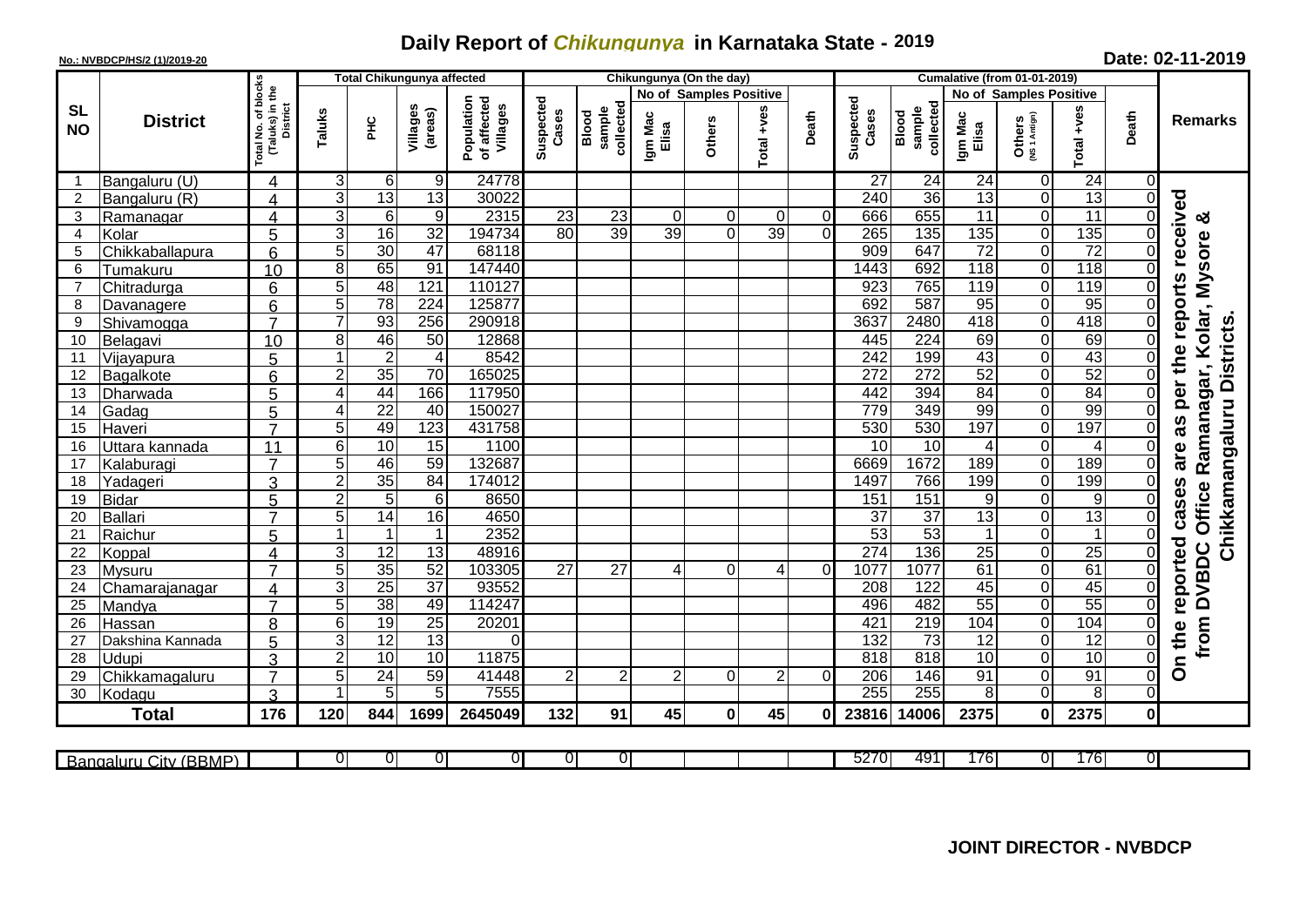# Daily Report of *Chikungunya* in Karnataka State - 2019

**No.: NVBDCP/HS/2 (1)/2019-20**

**Date: 02-11-2019**

| SL NO | District | Total No. of blocks (Taluks) in the District | Total Chikungunya affected | | | | Chikungunya (On the day) | | | | | | | Cumalative (from 01-01-2019) | | | | | | | Remarks |
|---|---|---|---|---|---|---|---|---|---|---|---|---|---|---|---|---|---|---|---|---|---|
| | | | Taluks | PHC | Villages (areas) | Population of affected Villages | Suspected Cases | Blood sample collected | No of Samples Positive | | | Death | Suspected Cases | Blood sample collected | No of Samples Positive | | | Death | |
| | | | | | | | | | Igm Mac Elisa | Others | Total +ves | | | | Igm Mac Elisa | Others (NS 1 Antign) | Total +ves | | |
| 1 | Bangaluru (U) | 4 | 3 | 6 | 9 | 24778 | | | | | | | 27 | 24 | 24 | 0 | 24 | 0 | On the reported cases are as per the reports received from DVBDC Office Ramanagar, Kolar, Mysore & Chikkamangaluru Districts. |
| 2 | Bangaluru (R) | 4 | 3 | 13 | 13 | 30022 | | | | | | | 240 | 36 | 13 | 0 | 13 | 0 | |
| 3 | Ramanagar | 4 | 3 | 6 | 9 | 2315 | 23 | 23 | 0 | 0 | 0 | 0 | 666 | 655 | 11 | 0 | 11 | 0 | |
| 4 | Kolar | 5 | 3 | 16 | 32 | 194734 | 80 | 39 | 39 | 0 | 39 | 0 | 265 | 135 | 135 | 0 | 135 | 0 | |
| 5 | Chikkaballapura | 6 | 5 | 30 | 47 | 68118 | | | | | | | 909 | 647 | 72 | 0 | 72 | 0 | |
| 6 | Tumakuru | 10 | 8 | 65 | 91 | 147440 | | | | | | | 1443 | 692 | 118 | 0 | 118 | 0 | |
| 7 | Chitradurga | 6 | 5 | 48 | 121 | 110127 | | | | | | | 923 | 765 | 119 | 0 | 119 | 0 | |
| 8 | Davanagere | 6 | 5 | 78 | 224 | 125877 | | | | | | | 692 | 587 | 95 | 0 | 95 | 0 | |
| 9 | Shivamogga | 7 | 7 | 93 | 256 | 290918 | | | | | | | 3637 | 2480 | 418 | 0 | 418 | 0 | |
| 10 | Belagavi | 10 | 8 | 46 | 50 | 12868 | | | | | | | 445 | 224 | 69 | 0 | 69 | 0 | |
| 11 | Vijayapura | 5 | 1 | 2 | 4 | 8542 | | | | | | | 242 | 199 | 43 | 0 | 43 | 0 | |
| 12 | Bagalkote | 6 | 2 | 35 | 70 | 165025 | | | | | | | 272 | 272 | 52 | 0 | 52 | 0 | |
| 13 | Dharwada | 5 | 4 | 44 | 166 | 117950 | | | | | | | 442 | 394 | 84 | 0 | 84 | 0 | |
| 14 | Gadag | 5 | 4 | 22 | 40 | 150027 | | | | | | | 779 | 349 | 99 | 0 | 99 | 0 | |
| 15 | Haveri | 7 | 5 | 49 | 123 | 431758 | | | | | | | 530 | 530 | 197 | 0 | 197 | 0 | |
| 16 | Uttara kannada | 11 | 6 | 10 | 15 | 1100 | | | | | | | 10 | 10 | 4 | 0 | 4 | 0 | |
| 17 | Kalaburagi | 7 | 5 | 46 | 59 | 132687 | | | | | | | 6669 | 1672 | 189 | 0 | 189 | 0 | |
| 18 | Yadageri | 3 | 2 | 35 | 84 | 174012 | | | | | | | 1497 | 766 | 199 | 0 | 199 | 0 | |
| 19 | Bidar | 5 | 2 | 5 | 6 | 8650 | | | | | | | 151 | 151 | 9 | 0 | 9 | 0 | |
| 20 | Ballari | 7 | 5 | 14 | 16 | 4650 | | | | | | | 37 | 37 | 13 | 0 | 13 | 0 | |
| 21 | Raichur | 5 | 1 | 1 | 1 | 2352 | | | | | | | 53 | 53 | 1 | 0 | 1 | 0 | |
| 22 | Koppal | 4 | 3 | 12 | 13 | 48916 | | | | | | | 274 | 136 | 25 | 0 | 25 | 0 | |
| 23 | Mysuru | 7 | 5 | 35 | 52 | 103305 | 27 | 27 | 4 | 0 | 4 | 0 | 1077 | 1077 | 61 | 0 | 61 | 0 | |
| 24 | Chamarajanagar | 4 | 3 | 25 | 37 | 93552 | | | | | | | 208 | 122 | 45 | 0 | 45 | 0 | |
| 25 | Mandya | 7 | 5 | 38 | 49 | 114247 | | | | | | | 496 | 482 | 55 | 0 | 55 | 0 | |
| 26 | Hassan | 8 | 6 | 19 | 25 | 20201 | | | | | | | 421 | 219 | 104 | 0 | 104 | 0 | |
| 27 | Dakshina Kannada | 5 | 3 | 12 | 13 | 0 | | | | | | | 132 | 73 | 12 | 0 | 12 | 0 | |
| 28 | Udupi | 3 | 2 | 10 | 10 | 11875 | | | | | | | 818 | 818 | 10 | 0 | 10 | 0 | |
| 29 | Chikkamagaluru | 7 | 5 | 24 | 59 | 41448 | 2 | 2 | 2 | 0 | 2 | 0 | 206 | 146 | 91 | 0 | 91 | 0 | |
| 30 | Kodagu | 3 | 1 | 5 | 5 | 7555 | | | | | | | 255 | 255 | 8 | 0 | 8 | 0 | |
| | **Total** | **176** | **120** | **844** | **1699** | **2645049** | **132** | **91** | **45** | **0** | **45** | **0** | **23816** | **14006** | **2375** | **0** | **2375** | **0** | |

| | | | | | | | | | | | | | | | | | | |
|---|---|---|---|---|---|---|---|---|---|---|---|---|---|---|---|---|---|---|
| Bangaluru City (BBMP) | | 0 | 0 | 0 | 0 | 0 | 0 | | | | | 5270 | 491 | 176 | 0 | 176 | 0 | |

**JOINT DIRECTOR - NVBDCP**